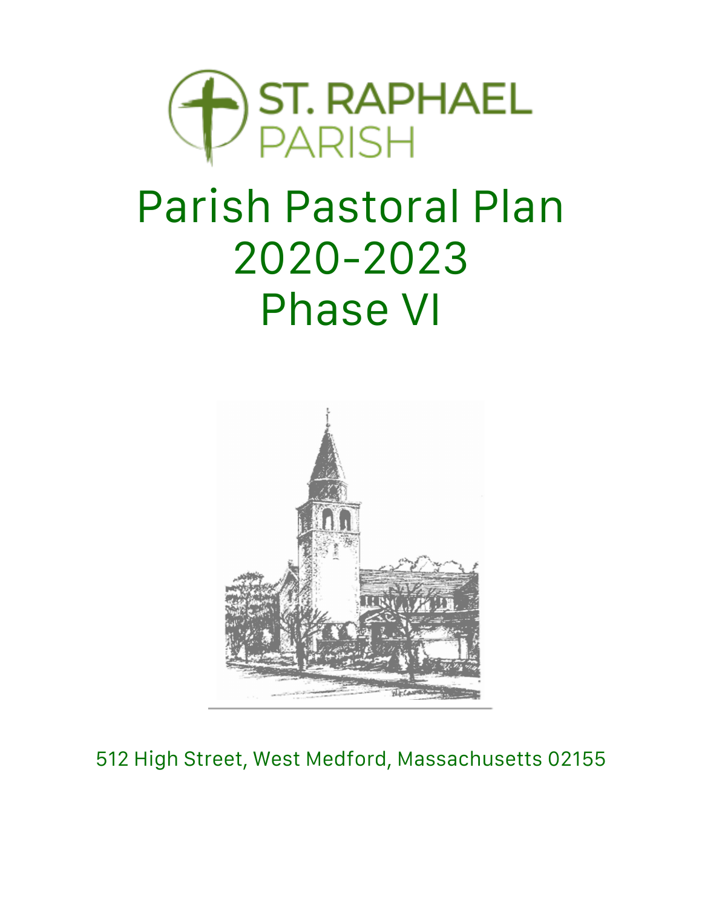ST. RAPHAEL PARISH

# Parish Pastoral Plan 2020-2023 Phase VI

512 High Street, West Medford, Massachusetts 02155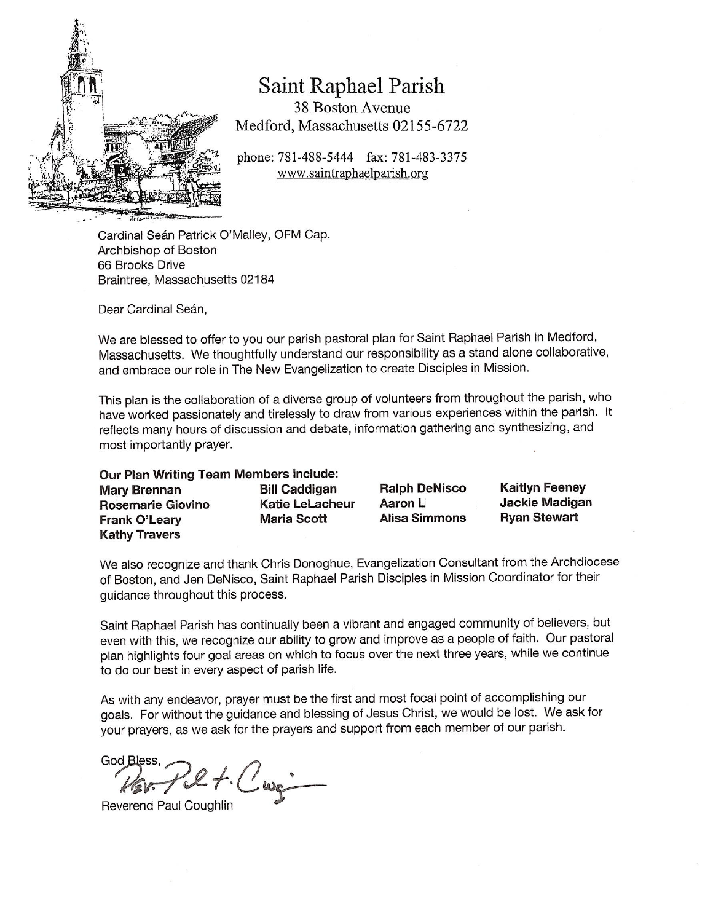# Saint Raphael Parish

38 Boston Avenue
Medford, Massachusetts 02155-6722

phone: 781-488-5444 fax: 781-483-3375
www.saintraphaelparish.org

Cardinal Seán Patrick O'Malley, OFM Cap.
Archbishop of Boston
66 Brooks Drive
Braintree, Massachusetts 02184

Dear Cardinal Seán,

We are blessed to offer to you our parish pastoral plan for Saint Raphael Parish in Medford, Massachusetts. We thoughtfully understand our responsibility as a stand alone collaborative, and embrace our role in The New Evangelization to create Disciples in Mission.

This plan is the collaboration of a diverse group of volunteers from throughout the parish, who have worked passionately and tirelessly to draw from various experiences within the parish. It reflects many hours of discussion and debate, information gathering and synthesizing, and most importantly prayer.

**Our Plan Writing Team Members include:**

| | | | |
|---|---|---|---|
| **Mary Brennan** | **Bill Caddigan** | **Ralph DeNisco** | **Kaitlyn Feeney** |
| **Rosemarie Giovino** | **Katie LeLacheur** | **Aaron L_______** | **Jackie Madigan** |
| **Frank O'Leary** | **Maria Scott** | **Alisa Simmons** | **Ryan Stewart** |
| **Kathy Travers** | | | |

We also recognize and thank Chris Donoghue, Evangelization Consultant from the Archdiocese of Boston, and Jen DeNisco, Saint Raphael Parish Disciples in Mission Coordinator for their guidance throughout this process.

Saint Raphael Parish has continually been a vibrant and engaged community of believers, but even with this, we recognize our ability to grow and improve as a people of faith. Our pastoral plan highlights four goal areas on which to focus over the next three years, while we continue to do our best in every aspect of parish life.

As with any endeavor, prayer must be the first and most focal point of accomplishing our goals. For without the guidance and blessing of Jesus Christ, we would be lost. We ask for your prayers, as we ask for the prayers and support from each member of our parish.

God Bless,

Rev. Paul F. Coughlin

Reverend Paul Coughlin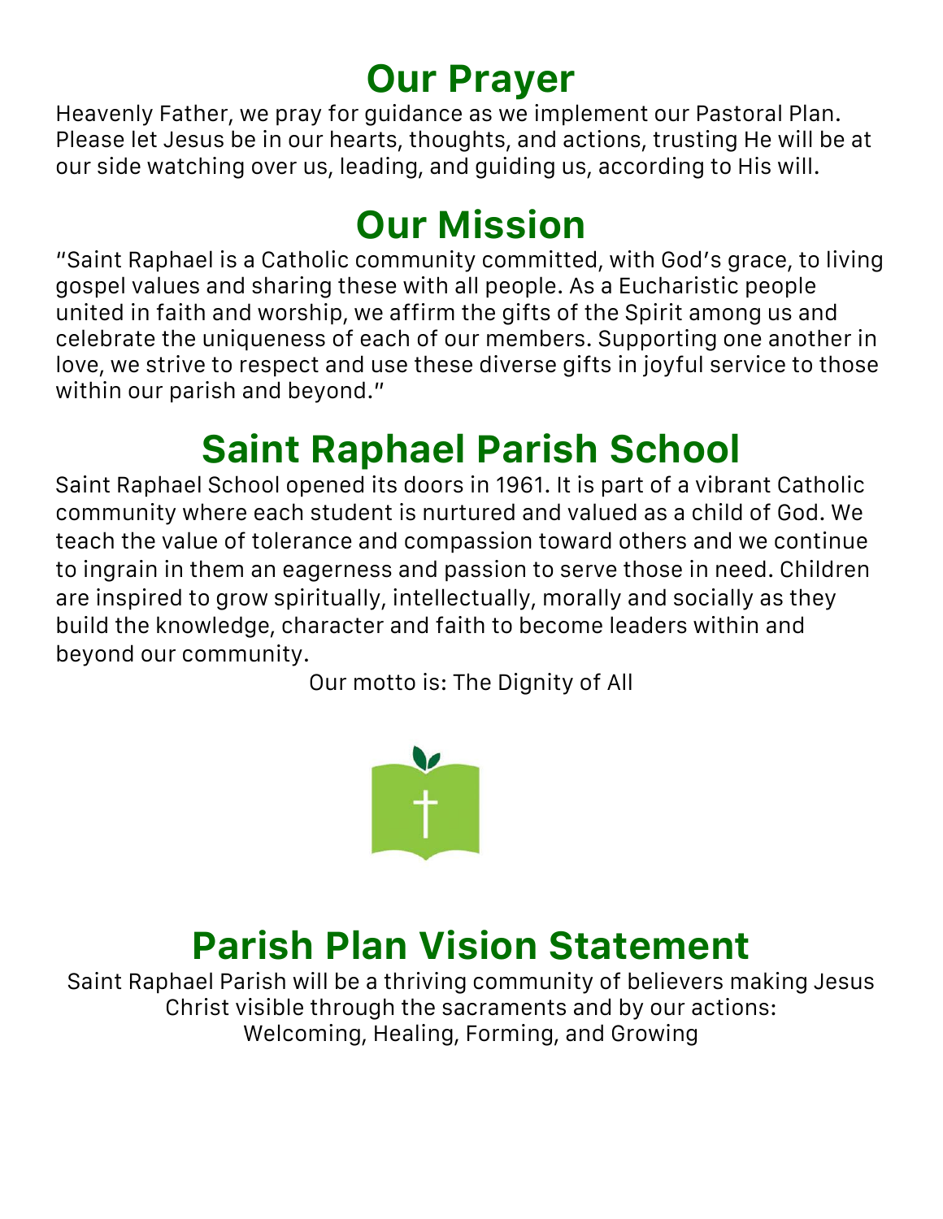# Our Prayer

Heavenly Father, we pray for guidance as we implement our Pastoral Plan. Please let Jesus be in our hearts, thoughts, and actions, trusting He will be at our side watching over us, leading, and guiding us, according to His will.

# Our Mission

"Saint Raphael is a Catholic community committed, with God's grace, to living gospel values and sharing these with all people. As a Eucharistic people united in faith and worship, we affirm the gifts of the Spirit among us and celebrate the uniqueness of each of our members. Supporting one another in love, we strive to respect and use these diverse gifts in joyful service to those within our parish and beyond."

# Saint Raphael Parish School

Saint Raphael School opened its doors in 1961. It is part of a vibrant Catholic community where each student is nurtured and valued as a child of God. We teach the value of tolerance and compassion toward others and we continue to ingrain in them an eagerness and passion to serve those in need. Children are inspired to grow spiritually, intellectually, morally and socially as they build the knowledge, character and faith to become leaders within and beyond our community.

Our motto is: The Dignity of All

# Parish Plan Vision Statement

Saint Raphael Parish will be a thriving community of believers making Jesus Christ visible through the sacraments and by our actions:
Welcoming, Healing, Forming, and Growing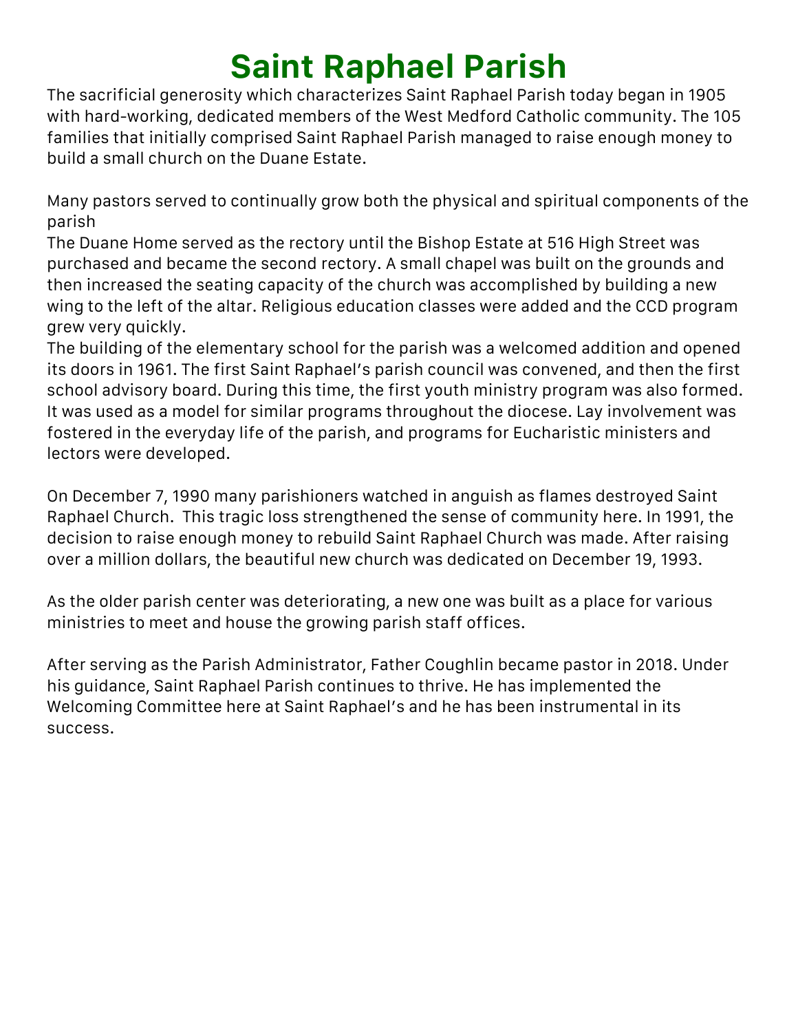# Saint Raphael Parish

The sacrificial generosity which characterizes Saint Raphael Parish today began in 1905 with hard-working, dedicated members of the West Medford Catholic community. The 105 families that initially comprised Saint Raphael Parish managed to raise enough money to build a small church on the Duane Estate.

Many pastors served to continually grow both the physical and spiritual components of the parish
The Duane Home served as the rectory until the Bishop Estate at 516 High Street was purchased and became the second rectory. A small chapel was built on the grounds and then increased the seating capacity of the church was accomplished by building a new wing to the left of the altar. Religious education classes were added and the CCD program grew very quickly.
The building of the elementary school for the parish was a welcomed addition and opened its doors in 1961. The first Saint Raphael's parish council was convened, and then the first school advisory board. During this time, the first youth ministry program was also formed. It was used as a model for similar programs throughout the diocese. Lay involvement was fostered in the everyday life of the parish, and programs for Eucharistic ministers and lectors were developed.

On December 7, 1990 many parishioners watched in anguish as flames destroyed Saint Raphael Church. This tragic loss strengthened the sense of community here. In 1991, the decision to raise enough money to rebuild Saint Raphael Church was made. After raising over a million dollars, the beautiful new church was dedicated on December 19, 1993.

As the older parish center was deteriorating, a new one was built as a place for various ministries to meet and house the growing parish staff offices.

After serving as the Parish Administrator, Father Coughlin became pastor in 2018. Under his guidance, Saint Raphael Parish continues to thrive. He has implemented the Welcoming Committee here at Saint Raphael's and he has been instrumental in its success.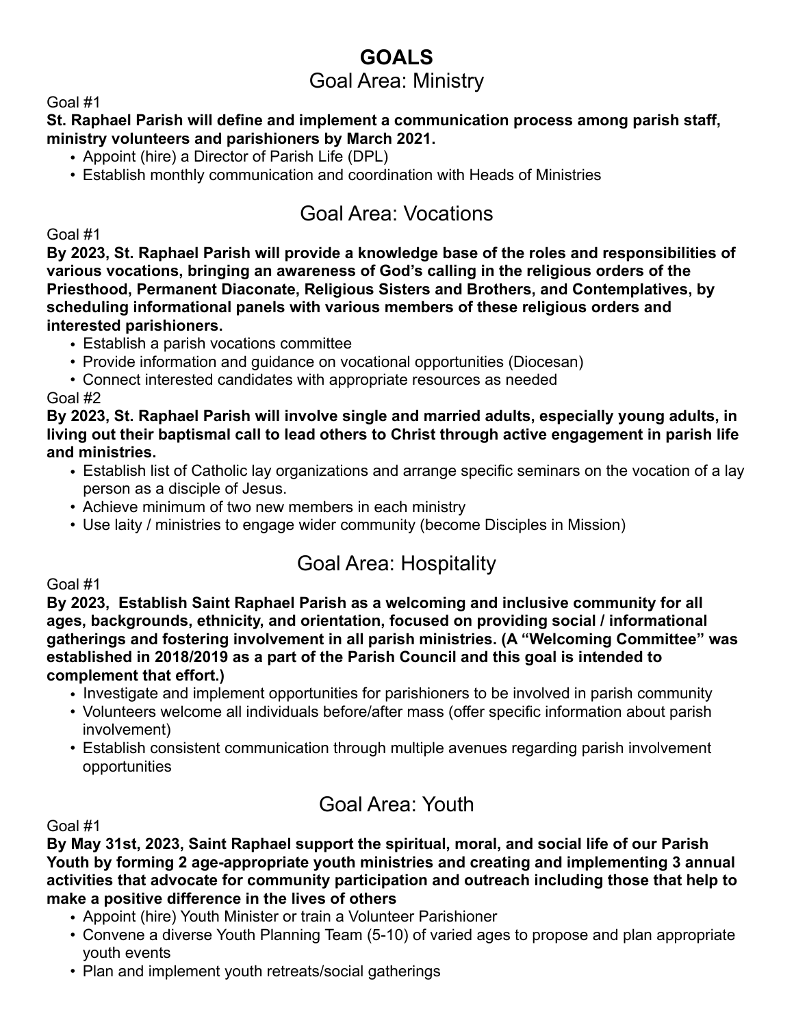# GOALS

## Goal Area: Ministry

Goal #1

**St. Raphael Parish will define and implement a communication process among parish staff, ministry volunteers and parishioners by March 2021.**

- Appoint (hire) a Director of Parish Life (DPL)
- Establish monthly communication and coordination with Heads of Ministries

## Goal Area: Vocations

Goal #1

**By 2023, St. Raphael Parish will provide a knowledge base of the roles and responsibilities of various vocations, bringing an awareness of God's calling in the religious orders of the Priesthood, Permanent Diaconate, Religious Sisters and Brothers, and Contemplatives, by scheduling informational panels with various members of these religious orders and interested parishioners.**

- Establish a parish vocations committee
- Provide information and guidance on vocational opportunities (Diocesan)
- Connect interested candidates with appropriate resources as needed

Goal #2

**By 2023, St. Raphael Parish will involve single and married adults, especially young adults, in living out their baptismal call to lead others to Christ through active engagement in parish life and ministries.**

- Establish list of Catholic lay organizations and arrange specific seminars on the vocation of a lay person as a disciple of Jesus.
- Achieve minimum of two new members in each ministry
- Use laity / ministries to engage wider community (become Disciples in Mission)

## Goal Area: Hospitality

Goal #1

**By 2023, Establish Saint Raphael Parish as a welcoming and inclusive community for all ages, backgrounds, ethnicity, and orientation, focused on providing social / informational gatherings and fostering involvement in all parish ministries. (A "Welcoming Committee" was established in 2018/2019 as a part of the Parish Council and this goal is intended to complement that effort.)**

- Investigate and implement opportunities for parishioners to be involved in parish community
- Volunteers welcome all individuals before/after mass (offer specific information about parish involvement)
- Establish consistent communication through multiple avenues regarding parish involvement opportunities

## Goal Area: Youth

Goal #1

**By May 31st, 2023, Saint Raphael support the spiritual, moral, and social life of our Parish Youth by forming 2 age-appropriate youth ministries and creating and implementing 3 annual activities that advocate for community participation and outreach including those that help to make a positive difference in the lives of others**

- Appoint (hire) Youth Minister or train a Volunteer Parishioner
- Convene a diverse Youth Planning Team (5-10) of varied ages to propose and plan appropriate youth events
- Plan and implement youth retreats/social gatherings